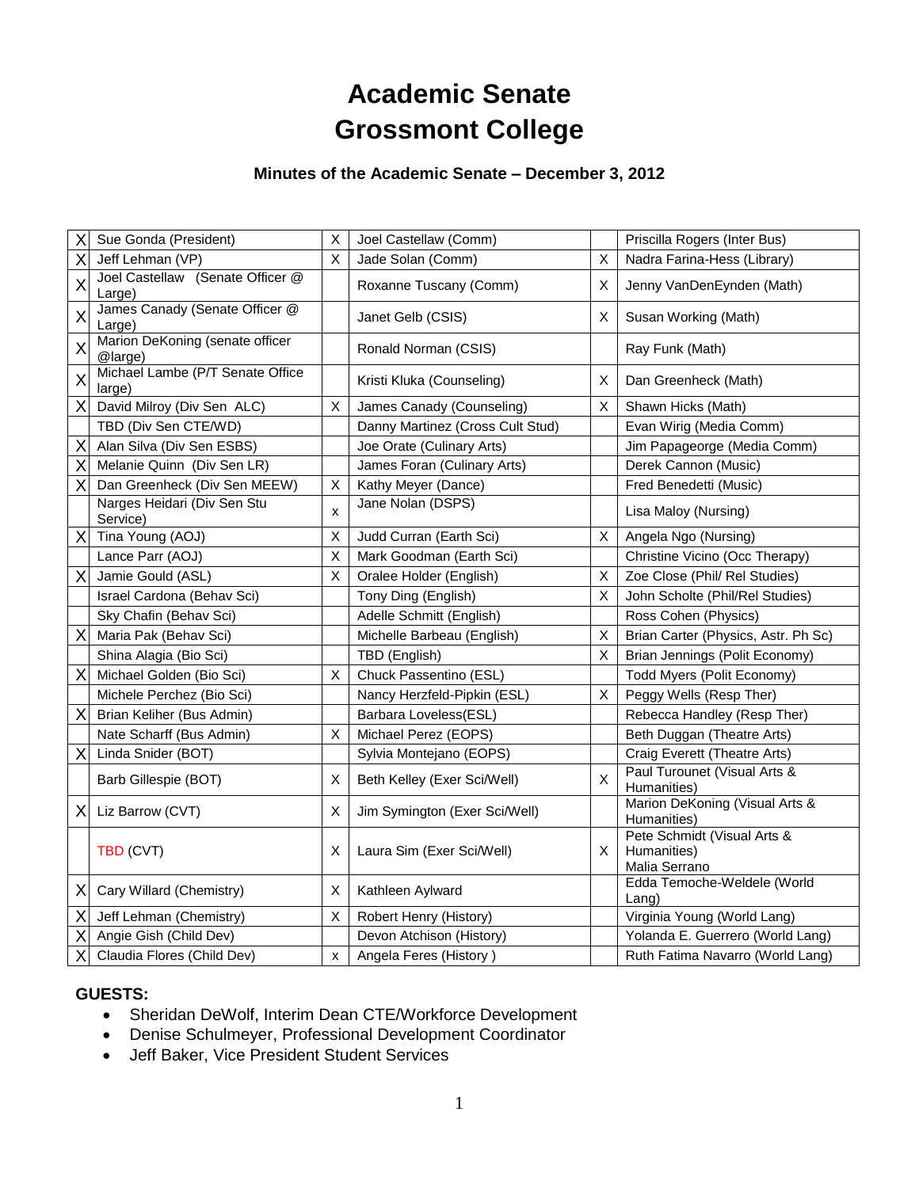# Academic Senate
# Grossmont College

### Minutes of the Academic Senate – December 3, 2012

| | | | | | |
|---|---|---|---|---|---|
| X | Sue Gonda (President) | X | Joel Castellaw (Comm) | | Priscilla Rogers (Inter Bus) |
| X | Jeff Lehman (VP) | X | Jade Solan (Comm) | X | Nadra Farina-Hess (Library) |
| X | Joel Castellaw (Senate Officer @ Large) | | Roxanne Tuscany (Comm) | X | Jenny VanDenEynden (Math) |
| X | James Canady (Senate Officer @ Large) | | Janet Gelb (CSIS) | X | Susan Working (Math) |
| X | Marion DeKoning (senate officer @large) | | Ronald Norman (CSIS) | | Ray Funk (Math) |
| X | Michael Lambe (P/T Senate Office large) | | Kristi Kluka (Counseling) | X | Dan Greenheck (Math) |
| X | David Milroy (Div Sen ALC) | X | James Canady (Counseling) | X | Shawn Hicks (Math) |
| | TBD (Div Sen CTE/WD) | | Danny Martinez (Cross Cult Stud) | | Evan Wirig (Media Comm) |
| X | Alan Silva (Div Sen ESBS) | | Joe Orate (Culinary Arts) | | Jim Papageorge (Media Comm) |
| X | Melanie Quinn (Div Sen LR) | | James Foran (Culinary Arts) | | Derek Cannon (Music) |
| X | Dan Greenheck (Div Sen MEEW) | X | Kathy Meyer (Dance) | | Fred Benedetti (Music) |
| | Narges Heidari (Div Sen Stu Service) | x | Jane Nolan (DSPS) | | Lisa Maloy (Nursing) |
| X | Tina Young (AOJ) | X | Judd Curran (Earth Sci) | X | Angela Ngo (Nursing) |
| | Lance Parr (AOJ) | X | Mark Goodman (Earth Sci) | | Christine Vicino (Occ Therapy) |
| X | Jamie Gould (ASL) | X | Oralee Holder (English) | X | Zoe Close (Phil/ Rel Studies) |
| | Israel Cardona (Behav Sci) | | Tony Ding (English) | X | John Scholte (Phil/Rel Studies) |
| | Sky Chafin (Behav Sci) | | Adelle Schmitt (English) | | Ross Cohen (Physics) |
| X | Maria Pak (Behav Sci) | | Michelle Barbeau (English) | X | Brian Carter (Physics, Astr. Ph Sc) |
| | Shina Alagia (Bio Sci) | | TBD (English) | X | Brian Jennings (Polit Economy) |
| X | Michael Golden (Bio Sci) | X | Chuck Passentino (ESL) | | Todd Myers (Polit Economy) |
| | Michele Perchez (Bio Sci) | | Nancy Herzfeld-Pipkin (ESL) | X | Peggy Wells (Resp Ther) |
| X | Brian Keliher (Bus Admin) | | Barbara Loveless(ESL) | | Rebecca Handley (Resp Ther) |
| | Nate Scharff (Bus Admin) | X | Michael Perez (EOPS) | | Beth Duggan (Theatre Arts) |
| X | Linda Snider (BOT) | | Sylvia Montejano (EOPS) | | Craig Everett (Theatre Arts) |
| | Barb Gillespie (BOT) | X | Beth Kelley (Exer Sci/Well) | X | Paul Turounet (Visual Arts & Humanities) |
| X | Liz Barrow (CVT) | X | Jim Symington (Exer Sci/Well) | | Marion DeKoning (Visual Arts & Humanities) |
| | TBD (CVT) | X | Laura Sim (Exer Sci/Well) | X | Pete Schmidt (Visual Arts & Humanities) Malia Serrano |
| X | Cary Willard (Chemistry) | X | Kathleen Aylward | | Edda Temoche-Weldele (World Lang) |
| X | Jeff Lehman (Chemistry) | X | Robert Henry (History) | | Virginia Young (World Lang) |
| X | Angie Gish (Child Dev) | | Devon Atchison (History) | | Yolanda E. Guerrero (World Lang) |
| X | Claudia Flores (Child Dev) | x | Angela Feres (History ) | | Ruth Fatima Navarro (World Lang) |

**GUESTS:**

- Sheridan DeWolf, Interim Dean CTE/Workforce Development
- Denise Schulmeyer, Professional Development Coordinator
- Jeff Baker, Vice President Student Services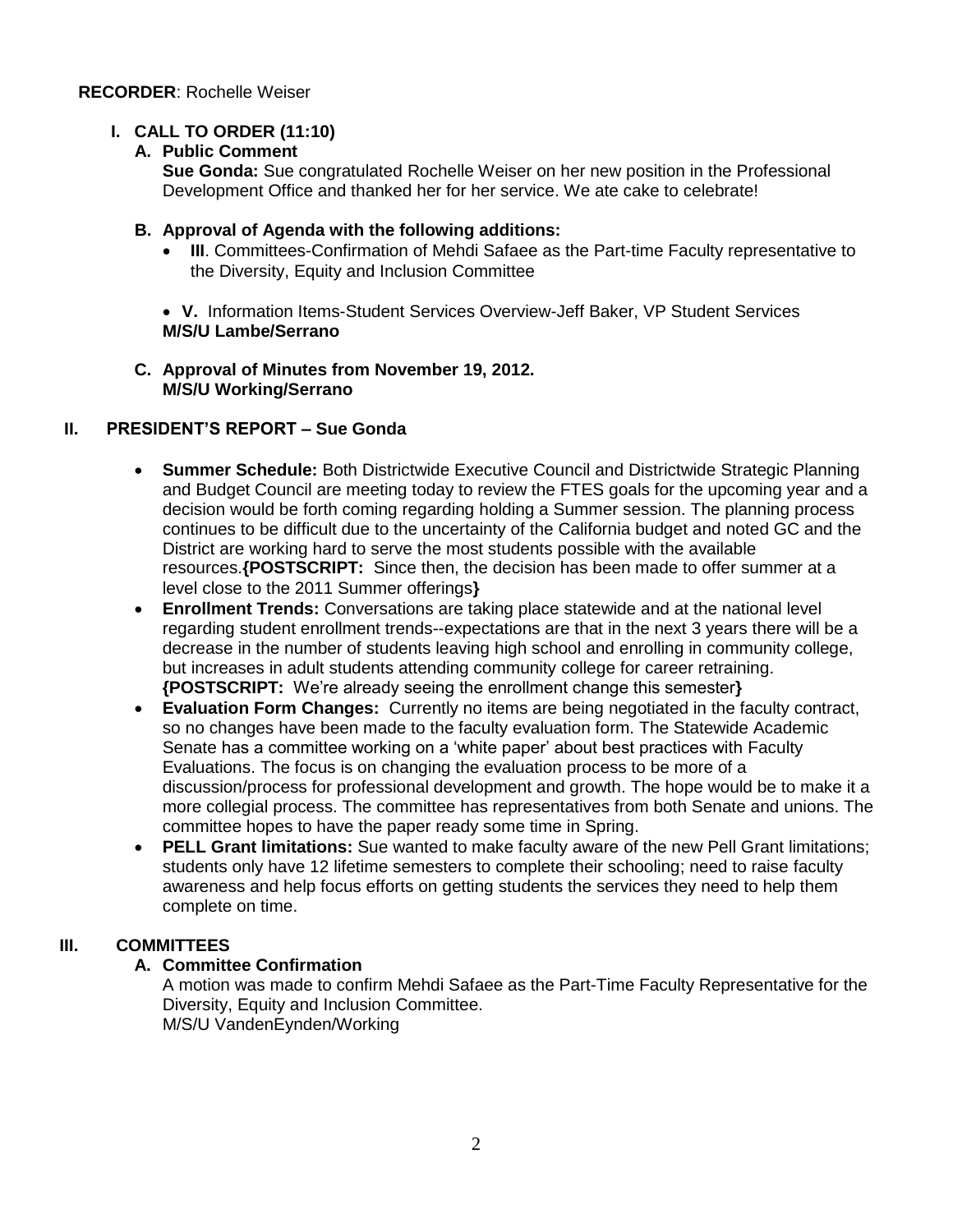**RECORDER**: Rochelle Weiser

## I. CALL TO ORDER (11:10)

### A. Public Comment

**Sue Gonda:** Sue congratulated Rochelle Weiser on her new position in the Professional Development Office and thanked her for her service. We ate cake to celebrate!

### B. Approval of Agenda with the following additions:

- **III**. Committees-Confirmation of Mehdi Safaee as the Part-time Faculty representative to the Diversity, Equity and Inclusion Committee

- **V.** Information Items-Student Services Overview-Jeff Baker, VP Student Services

**M/S/U Lambe/Serrano**

### C. Approval of Minutes from November 19, 2012.

**M/S/U Working/Serrano**

## II. PRESIDENT'S REPORT – Sue Gonda

- **Summer Schedule:** Both Districtwide Executive Council and Districtwide Strategic Planning and Budget Council are meeting today to review the FTES goals for the upcoming year and a decision would be forth coming regarding holding a Summer session. The planning process continues to be difficult due to the uncertainty of the California budget and noted GC and the District are working hard to serve the most students possible with the available resources.**{POSTSCRIPT:** Since then, the decision has been made to offer summer at a level close to the 2011 Summer offerings**}**
- **Enrollment Trends:** Conversations are taking place statewide and at the national level regarding student enrollment trends--expectations are that in the next 3 years there will be a decrease in the number of students leaving high school and enrolling in community college, but increases in adult students attending community college for career retraining. **{POSTSCRIPT:** We're already seeing the enrollment change this semester**}**
- **Evaluation Form Changes:** Currently no items are being negotiated in the faculty contract, so no changes have been made to the faculty evaluation form. The Statewide Academic Senate has a committee working on a 'white paper' about best practices with Faculty Evaluations. The focus is on changing the evaluation process to be more of a discussion/process for professional development and growth. The hope would be to make it a more collegial process. The committee has representatives from both Senate and unions. The committee hopes to have the paper ready some time in Spring.
- **PELL Grant limitations:** Sue wanted to make faculty aware of the new Pell Grant limitations; students only have 12 lifetime semesters to complete their schooling; need to raise faculty awareness and help focus efforts on getting students the services they need to help them complete on time.

## III. COMMITTEES

### A. Committee Confirmation

A motion was made to confirm Mehdi Safaee as the Part-Time Faculty Representative for the Diversity, Equity and Inclusion Committee.

M/S/U VandenEynden/Working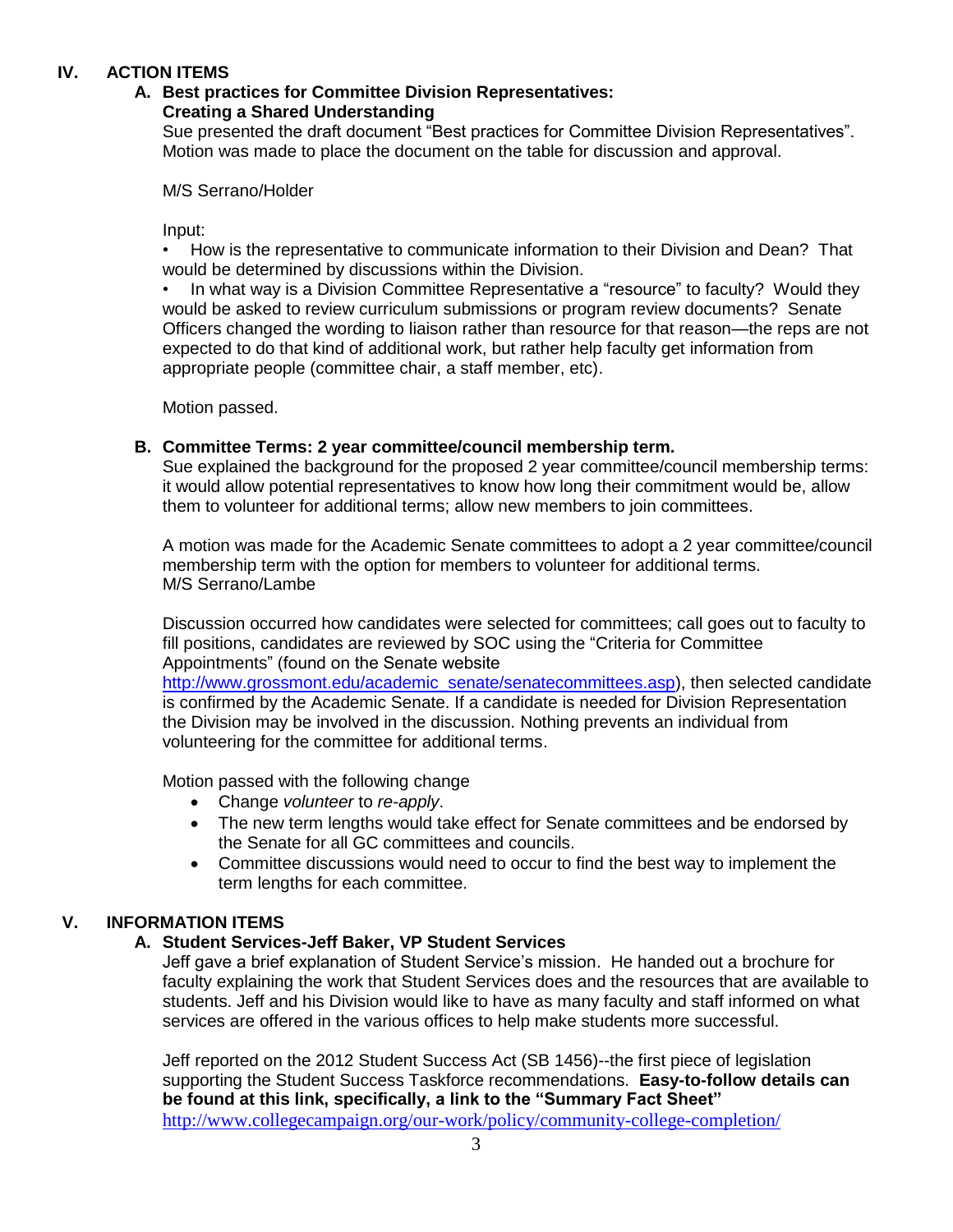## IV. ACTION ITEMS

### A. Best practices for Committee Division Representatives: Creating a Shared Understanding

Sue presented the draft document "Best practices for Committee Division Representatives". Motion was made to place the document on the table for discussion and approval.

M/S Serrano/Holder

Input:

- How is the representative to communicate information to their Division and Dean? That would be determined by discussions within the Division.
- In what way is a Division Committee Representative a "resource" to faculty? Would they would be asked to review curriculum submissions or program review documents? Senate Officers changed the wording to liaison rather than resource for that reason—the reps are not expected to do that kind of additional work, but rather help faculty get information from appropriate people (committee chair, a staff member, etc).

Motion passed.

### B. Committee Terms: 2 year committee/council membership term.

Sue explained the background for the proposed 2 year committee/council membership terms: it would allow potential representatives to know how long their commitment would be, allow them to volunteer for additional terms; allow new members to join committees.

A motion was made for the Academic Senate committees to adopt a 2 year committee/council membership term with the option for members to volunteer for additional terms.
M/S Serrano/Lambe

Discussion occurred how candidates were selected for committees; call goes out to faculty to fill positions, candidates are reviewed by SOC using the "Criteria for Committee Appointments" (found on the Senate website http://www.grossmont.edu/academic_senate/senatecommittees.asp), then selected candidate is confirmed by the Academic Senate. If a candidate is needed for Division Representation the Division may be involved in the discussion. Nothing prevents an individual from volunteering for the committee for additional terms.

Motion passed with the following change

- Change *volunteer* to *re-apply*.
- The new term lengths would take effect for Senate committees and be endorsed by the Senate for all GC committees and councils.
- Committee discussions would need to occur to find the best way to implement the term lengths for each committee.

## V. INFORMATION ITEMS

### A. Student Services-Jeff Baker, VP Student Services

Jeff gave a brief explanation of Student Service's mission. He handed out a brochure for faculty explaining the work that Student Services does and the resources that are available to students. Jeff and his Division would like to have as many faculty and staff informed on what services are offered in the various offices to help make students more successful.

Jeff reported on the 2012 Student Success Act (SB 1456)--the first piece of legislation supporting the Student Success Taskforce recommendations. **Easy-to-follow details can be found at this link, specifically, a link to the "Summary Fact Sheet"**
http://www.collegecampaign.org/our-work/policy/community-college-completion/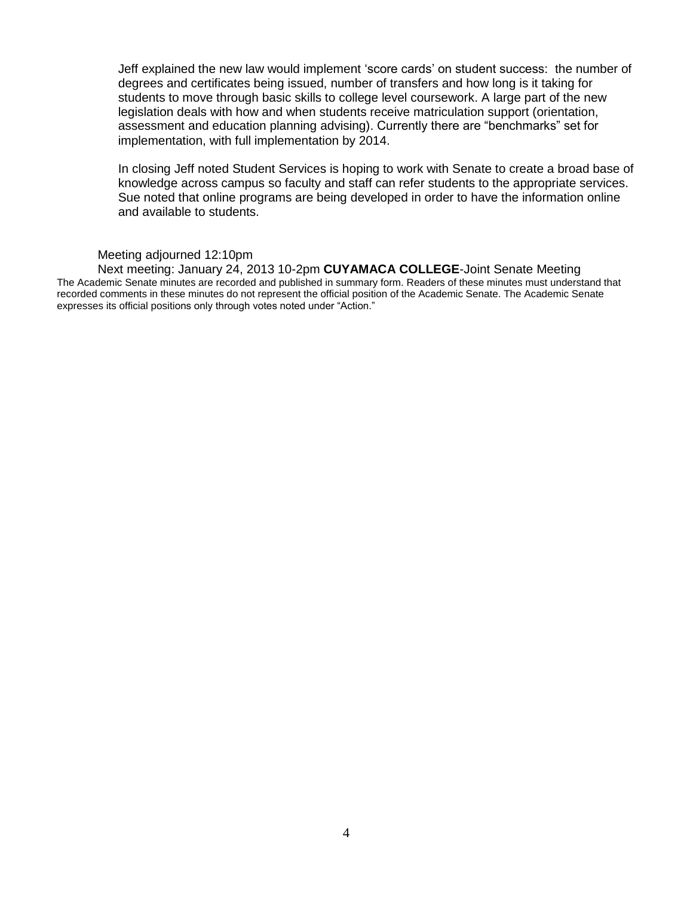Jeff explained the new law would implement 'score cards' on student success: the number of degrees and certificates being issued, number of transfers and how long is it taking for students to move through basic skills to college level coursework. A large part of the new legislation deals with how and when students receive matriculation support (orientation, assessment and education planning advising). Currently there are "benchmarks" set for implementation, with full implementation by 2014.

In closing Jeff noted Student Services is hoping to work with Senate to create a broad base of knowledge across campus so faculty and staff can refer students to the appropriate services. Sue noted that online programs are being developed in order to have the information online and available to students.

Meeting adjourned 12:10pm

Next meeting: January 24, 2013 10-2pm **CUYAMACA COLLEGE**-Joint Senate Meeting

The Academic Senate minutes are recorded and published in summary form. Readers of these minutes must understand that recorded comments in these minutes do not represent the official position of the Academic Senate. The Academic Senate expresses its official positions only through votes noted under "Action."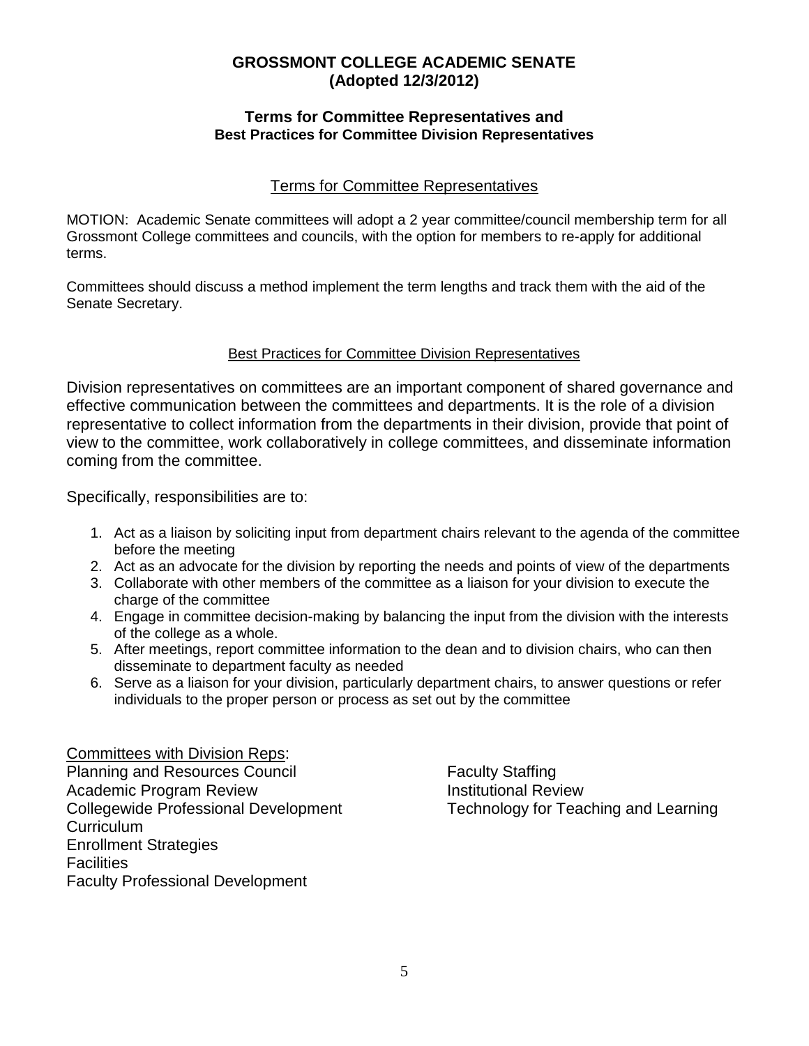# GROSSMONT COLLEGE ACADEMIC SENATE
**(Adopted 12/3/2012)**

## Terms for Committee Representatives and
### Best Practices for Committee Division Representatives

### Terms for Committee Representatives

MOTION: Academic Senate committees will adopt a 2 year committee/council membership term for all Grossmont College committees and councils, with the option for members to re-apply for additional terms.

Committees should discuss a method implement the term lengths and track them with the aid of the Senate Secretary.

### Best Practices for Committee Division Representatives

Division representatives on committees are an important component of shared governance and effective communication between the committees and departments. It is the role of a division representative to collect information from the departments in their division, provide that point of view to the committee, work collaboratively in college committees, and disseminate information coming from the committee.

Specifically, responsibilities are to:

1. Act as a liaison by soliciting input from department chairs relevant to the agenda of the committee before the meeting
2. Act as an advocate for the division by reporting the needs and points of view of the departments
3. Collaborate with other members of the committee as a liaison for your division to execute the charge of the committee
4. Engage in committee decision-making by balancing the input from the division with the interests of the college as a whole.
5. After meetings, report committee information to the dean and to division chairs, who can then disseminate to department faculty as needed
6. Serve as a liaison for your division, particularly department chairs, to answer questions or refer individuals to the proper person or process as set out by the committee

Committees with Division Reps:

Planning and Resources Council
Academic Program Review
Collegewide Professional Development
Curriculum
Enrollment Strategies
Facilities
Faculty Professional Development
Faculty Staffing
Institutional Review
Technology for Teaching and Learning